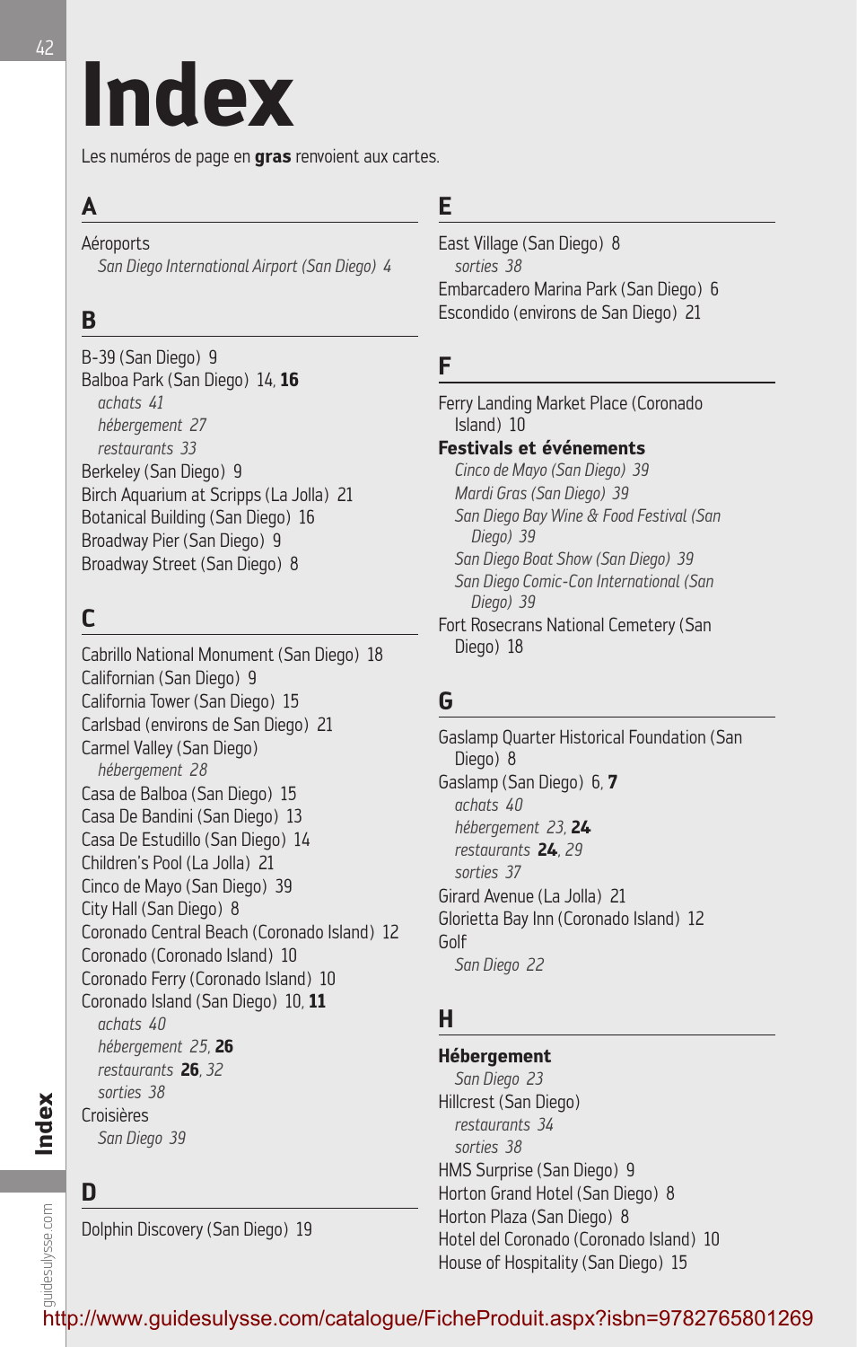# Index

Les numéros de page en **gras** renvoient aux cartes.

## A

Aéroports
- *San Diego International Airport (San Diego) 4*

## B

B-39 (San Diego) 9
Balboa Park (San Diego) 14, **16**
- *achats 41*
- *hébergement 27*
- *restaurants 33*

Berkeley (San Diego) 9
Birch Aquarium at Scripps (La Jolla) 21
Botanical Building (San Diego) 16
Broadway Pier (San Diego) 9
Broadway Street (San Diego) 8

## C

Cabrillo National Monument (San Diego) 18
Californian (San Diego) 9
California Tower (San Diego) 15
Carlsbad (environs de San Diego) 21
Carmel Valley (San Diego)
- *hébergement 28*

Casa de Balboa (San Diego) 15
Casa De Bandini (San Diego) 13
Casa De Estudillo (San Diego) 14
Children's Pool (La Jolla) 21
Cinco de Mayo (San Diego) 39
City Hall (San Diego) 8
Coronado Central Beach (Coronado Island) 12
Coronado (Coronado Island) 10
Coronado Ferry (Coronado Island) 10
Coronado Island (San Diego) 10, **11**
- *achats 40*
- *hébergement 25,* **26**
- *restaurants* **26***, 32*
- *sorties 38*

Croisières
- *San Diego 39*

## D

Dolphin Discovery (San Diego) 19

## E

East Village (San Diego) 8
- *sorties 38*

Embarcadero Marina Park (San Diego) 6
Escondido (environs de San Diego) 21

## F

Ferry Landing Market Place (Coronado Island) 10
**Festivals et événements**
- *Cinco de Mayo (San Diego) 39*
- *Mardi Gras (San Diego) 39*
- *San Diego Bay Wine & Food Festival (San Diego) 39*
- *San Diego Boat Show (San Diego) 39*
- *San Diego Comic-Con International (San Diego) 39*

Fort Rosecrans National Cemetery (San Diego) 18

## G

Gaslamp Quarter Historical Foundation (San Diego) 8
Gaslamp (San Diego) 6, **7**
- *achats 40*
- *hébergement 23,* **24**
- *restaurants* **24***, 29*
- *sorties 37*

Girard Avenue (La Jolla) 21
Glorietta Bay Inn (Coronado Island) 12
Golf
- *San Diego 22*

## H

**Hébergement**
- *San Diego 23*

Hillcrest (San Diego)
- *restaurants 34*
- *sorties 38*

HMS Surprise (San Diego) 9
Horton Grand Hotel (San Diego) 8
Horton Plaza (San Diego) 8
Hotel del Coronado (Coronado Island) 10
House of Hospitality (San Diego) 15

http://www.guidesulysse.com/catalogue/FicheProduit.aspx?isbn=9782765801269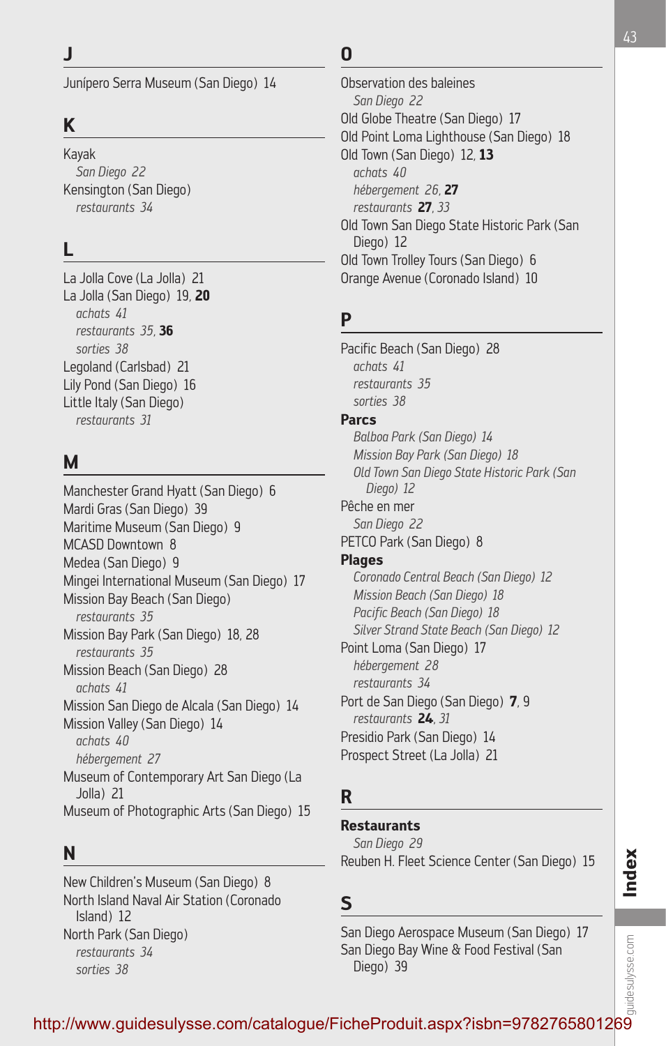## J

Junípero Serra Museum (San Diego) 14

## K

Kayak
*San Diego 22*
Kensington (San Diego)
*restaurants 34*

## L

La Jolla Cove (La Jolla) 21
La Jolla (San Diego) 19, **20**
*achats 41*
*restaurants 35*, ***36***
*sorties 38*
Legoland (Carlsbad) 21
Lily Pond (San Diego) 16
Little Italy (San Diego)
*restaurants 31*

## M

Manchester Grand Hyatt (San Diego) 6
Mardi Gras (San Diego) 39
Maritime Museum (San Diego) 9
MCASD Downtown 8
Medea (San Diego) 9
Mingei International Museum (San Diego) 17
Mission Bay Beach (San Diego)
*restaurants 35*
Mission Bay Park (San Diego) 18, 28
*restaurants 35*
Mission Beach (San Diego) 28
*achats 41*
Mission San Diego de Alcala (San Diego) 14
Mission Valley (San Diego) 14
*achats 40*
*hébergement 27*
Museum of Contemporary Art San Diego (La Jolla) 21
Museum of Photographic Arts (San Diego) 15

## N

New Children's Museum (San Diego) 8
North Island Naval Air Station (Coronado Island) 12
North Park (San Diego)
*restaurants 34*
*sorties 38*

## O

Observation des baleines
*San Diego 22*
Old Globe Theatre (San Diego) 17
Old Point Loma Lighthouse (San Diego) 18
Old Town (San Diego) 12, **13**
*achats 40*
*hébergement 26*, ***27***
*restaurants* ***27***, *33*
Old Town San Diego State Historic Park (San Diego) 12
Old Town Trolley Tours (San Diego) 6
Orange Avenue (Coronado Island) 10

## P

Pacific Beach (San Diego) 28
*achats 41*
*restaurants 35*
*sorties 38*

**Parcs**
*Balboa Park (San Diego) 14*
*Mission Bay Park (San Diego) 18*
*Old Town San Diego State Historic Park (San Diego) 12*

Pêche en mer
*San Diego 22*
PETCO Park (San Diego) 8

**Plages**
*Coronado Central Beach (San Diego) 12*
*Mission Beach (San Diego) 18*
*Pacific Beach (San Diego) 18*
*Silver Strand State Beach (San Diego) 12*

Point Loma (San Diego) 17
*hébergement 28*
*restaurants 34*
Port de San Diego (San Diego) **7**, 9
*restaurants* ***24***, *31*
Presidio Park (San Diego) 14
Prospect Street (La Jolla) 21

## R

**Restaurants**
*San Diego 29*

Reuben H. Fleet Science Center (San Diego) 15

## S

San Diego Aerospace Museum (San Diego) 17
San Diego Bay Wine & Food Festival (San Diego) 39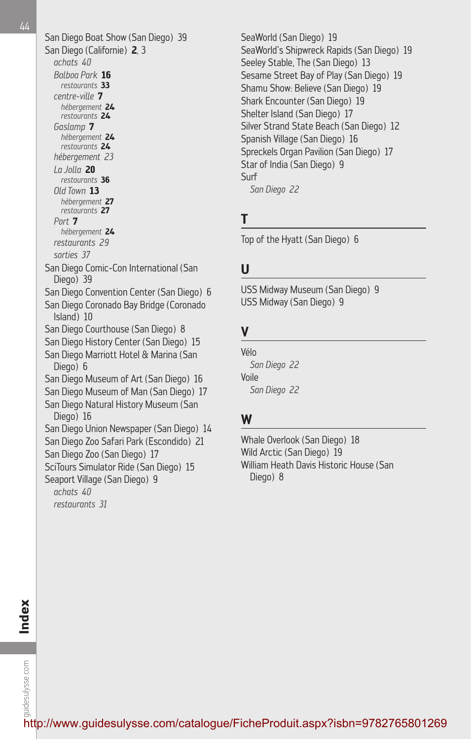San Diego Boat Show (San Diego) 39
San Diego (Californie) **2**, 3
*achats 40*
*Balboa Park* **16**
*restaurants* **33**
*centre-ville* **7**
*hébergement* **24**
*restaurants* **24**
*Gaslamp* **7**
*hébergement* **24**
*restaurants* **24**
*hébergement 23*
*La Jolla* **20**
*restaurants* **36**
*Old Town* **13**
*hébergement* **27**
*restaurants* **27**
*Port* **7**
*hébergement* **24**
*restaurants 29*
*sorties 37*
San Diego Comic-Con International (San Diego) 39
San Diego Convention Center (San Diego) 6
San Diego Coronado Bay Bridge (Coronado Island) 10
San Diego Courthouse (San Diego) 8
San Diego History Center (San Diego) 15
San Diego Marriott Hotel & Marina (San Diego) 6
San Diego Museum of Art (San Diego) 16
San Diego Museum of Man (San Diego) 17
San Diego Natural History Museum (San Diego) 16
San Diego Union Newspaper (San Diego) 14
San Diego Zoo Safari Park (Escondido) 21
San Diego Zoo (San Diego) 17
SciTours Simulator Ride (San Diego) 15
Seaport Village (San Diego) 9
*achats 40*
*restaurants 31*
SeaWorld (San Diego) 19
SeaWorld's Shipwreck Rapids (San Diego) 19
Seeley Stable, The (San Diego) 13
Sesame Street Bay of Play (San Diego) 19
Shamu Show: Believe (San Diego) 19
Shark Encounter (San Diego) 19
Shelter Island (San Diego) 17
Silver Strand State Beach (San Diego) 12
Spanish Village (San Diego) 16
Spreckels Organ Pavilion (San Diego) 17
Star of India (San Diego) 9
Surf
*San Diego 22*

## T

Top of the Hyatt (San Diego) 6

## U

USS Midway Museum (San Diego) 9
USS Midway (San Diego) 9

## V

Vélo
*San Diego 22*
Voile
*San Diego 22*

## W

Whale Overlook (San Diego) 18
Wild Arctic (San Diego) 19
William Heath Davis Historic House (San Diego) 8

http://www.guidesulysse.com/catalogue/FicheProduit.aspx?isbn=9782765801269